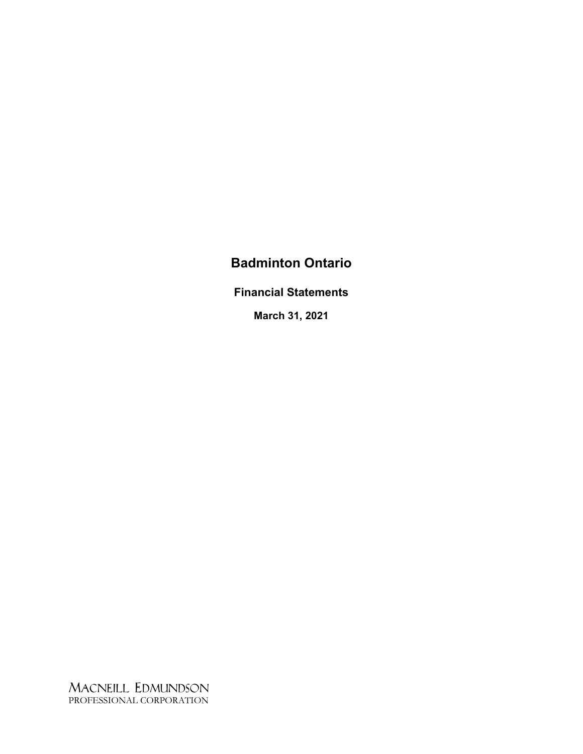# Badminton Ontario

## Financial Statements

### March 31, 2021

MACNEILL EDMUNDSON
PROFESSIONAL CORPORATION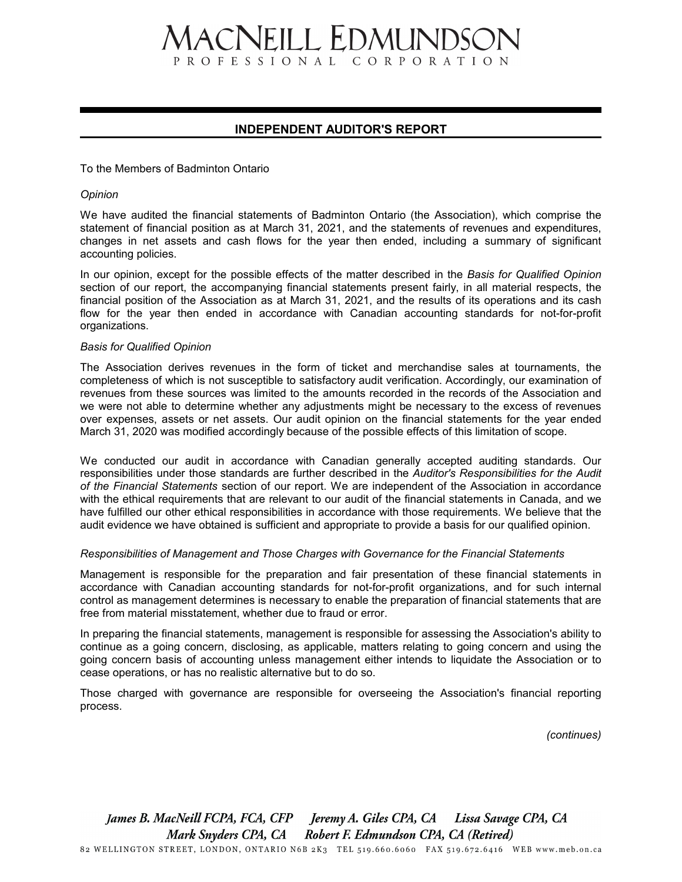# MACNEILL EDMUNDSON

PROFESSIONAL CORPORATION

## INDEPENDENT AUDITOR'S REPORT

To the Members of Badminton Ontario

*Opinion*

We have audited the financial statements of Badminton Ontario (the Association), which comprise the statement of financial position as at March 31, 2021, and the statements of revenues and expenditures, changes in net assets and cash flows for the year then ended, including a summary of significant accounting policies.

In our opinion, except for the possible effects of the matter described in the *Basis for Qualified Opinion* section of our report, the accompanying financial statements present fairly, in all material respects, the financial position of the Association as at March 31, 2021, and the results of its operations and its cash flow for the year then ended in accordance with Canadian accounting standards for not-for-profit organizations.

*Basis for Qualified Opinion*

The Association derives revenues in the form of ticket and merchandise sales at tournaments, the completeness of which is not susceptible to satisfactory audit verification. Accordingly, our examination of revenues from these sources was limited to the amounts recorded in the records of the Association and we were not able to determine whether any adjustments might be necessary to the excess of revenues over expenses, assets or net assets. Our audit opinion on the financial statements for the year ended March 31, 2020 was modified accordingly because of the possible effects of this limitation of scope.

We conducted our audit in accordance with Canadian generally accepted auditing standards. Our responsibilities under those standards are further described in the *Auditor's Responsibilities for the Audit of the Financial Statements* section of our report. We are independent of the Association in accordance with the ethical requirements that are relevant to our audit of the financial statements in Canada, and we have fulfilled our other ethical responsibilities in accordance with those requirements. We believe that the audit evidence we have obtained is sufficient and appropriate to provide a basis for our qualified opinion.

*Responsibilities of Management and Those Charges with Governance for the Financial Statements*

Management is responsible for the preparation and fair presentation of these financial statements in accordance with Canadian accounting standards for not-for-profit organizations, and for such internal control as management determines is necessary to enable the preparation of financial statements that are free from material misstatement, whether due to fraud or error.

In preparing the financial statements, management is responsible for assessing the Association's ability to continue as a going concern, disclosing, as applicable, matters relating to going concern and using the going concern basis of accounting unless management either intends to liquidate the Association or to cease operations, or has no realistic alternative but to do so.

Those charged with governance are responsible for overseeing the Association's financial reporting process.

*(continues)*

*James B. MacNeill FCPA, FCA, CFP     Jeremy A. Giles CPA, CA     Lissa Savage CPA, CA*
*Mark Snyders CPA, CA     Robert F. Edmundson CPA, CA (Retired)*

82 WELLINGTON STREET, LONDON, ONTARIO N6B 2K3   TEL 519.660.6060   FAX 519.672.6416   WEB www.meb.on.ca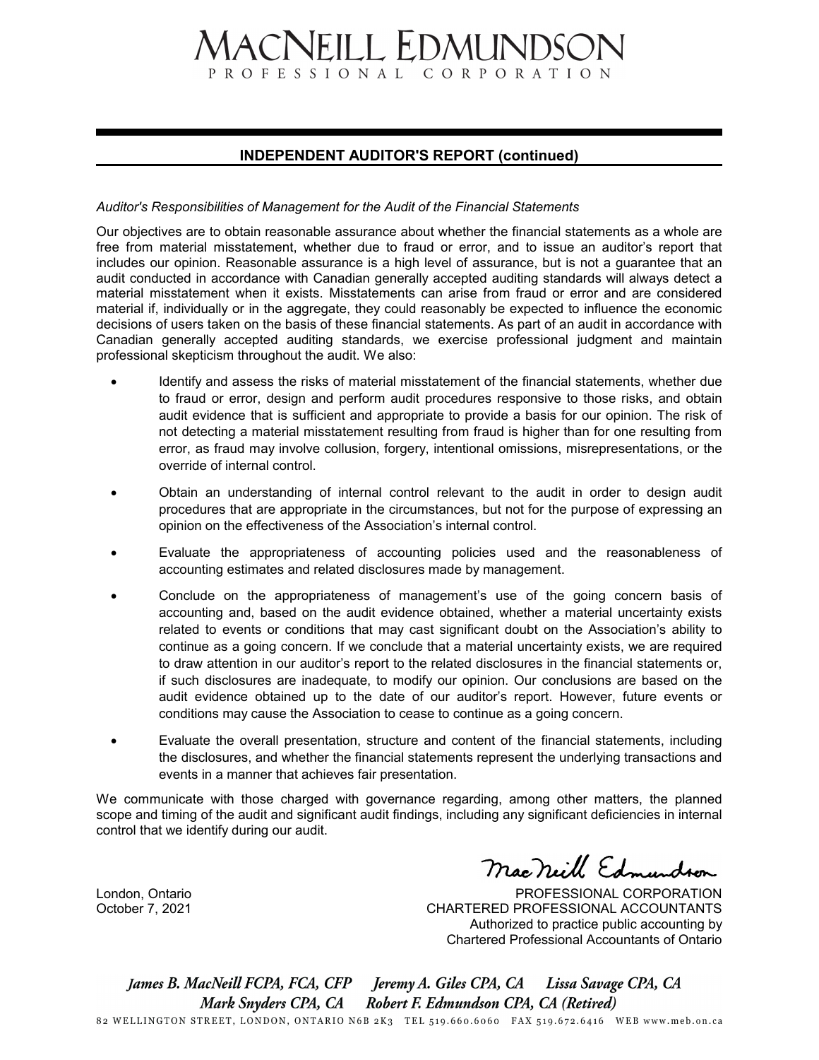# MACNEILL EDMUNDSON
PROFESSIONAL CORPORATION

## INDEPENDENT AUDITOR'S REPORT (continued)

*Auditor's Responsibilities of Management for the Audit of the Financial Statements*

Our objectives are to obtain reasonable assurance about whether the financial statements as a whole are free from material misstatement, whether due to fraud or error, and to issue an auditor's report that includes our opinion. Reasonable assurance is a high level of assurance, but is not a guarantee that an audit conducted in accordance with Canadian generally accepted auditing standards will always detect a material misstatement when it exists. Misstatements can arise from fraud or error and are considered material if, individually or in the aggregate, they could reasonably be expected to influence the economic decisions of users taken on the basis of these financial statements. As part of an audit in accordance with Canadian generally accepted auditing standards, we exercise professional judgment and maintain professional skepticism throughout the audit. We also:

- Identify and assess the risks of material misstatement of the financial statements, whether due to fraud or error, design and perform audit procedures responsive to those risks, and obtain audit evidence that is sufficient and appropriate to provide a basis for our opinion. The risk of not detecting a material misstatement resulting from fraud is higher than for one resulting from error, as fraud may involve collusion, forgery, intentional omissions, misrepresentations, or the override of internal control.
- Obtain an understanding of internal control relevant to the audit in order to design audit procedures that are appropriate in the circumstances, but not for the purpose of expressing an opinion on the effectiveness of the Association's internal control.
- Evaluate the appropriateness of accounting policies used and the reasonableness of accounting estimates and related disclosures made by management.
- Conclude on the appropriateness of management's use of the going concern basis of accounting and, based on the audit evidence obtained, whether a material uncertainty exists related to events or conditions that may cast significant doubt on the Association's ability to continue as a going concern. If we conclude that a material uncertainty exists, we are required to draw attention in our auditor's report to the related disclosures in the financial statements or, if such disclosures are inadequate, to modify our opinion. Our conclusions are based on the audit evidence obtained up to the date of our auditor's report. However, future events or conditions may cause the Association to cease to continue as a going concern.
- Evaluate the overall presentation, structure and content of the financial statements, including the disclosures, and whether the financial statements represent the underlying transactions and events in a manner that achieves fair presentation.

We communicate with those charged with governance regarding, among other matters, the planned scope and timing of the audit and significant audit findings, including any significant deficiencies in internal control that we identify during our audit.

MacNeill Edmundson

London, Ontario
October 7, 2021

PROFESSIONAL CORPORATION
CHARTERED PROFESSIONAL ACCOUNTANTS
Authorized to practice public accounting by
Chartered Professional Accountants of Ontario

*James B. MacNeill FCPA, FCA, CFP — Jeremy A. Giles CPA, CA — Lissa Savage CPA, CA*
*Mark Snyders CPA, CA — Robert F. Edmundson CPA, CA (Retired)*

82 WELLINGTON STREET, LONDON, ONTARIO N6B 2K3 TEL 519.660.6060 FAX 519.672.6416 WEB www.meb.on.ca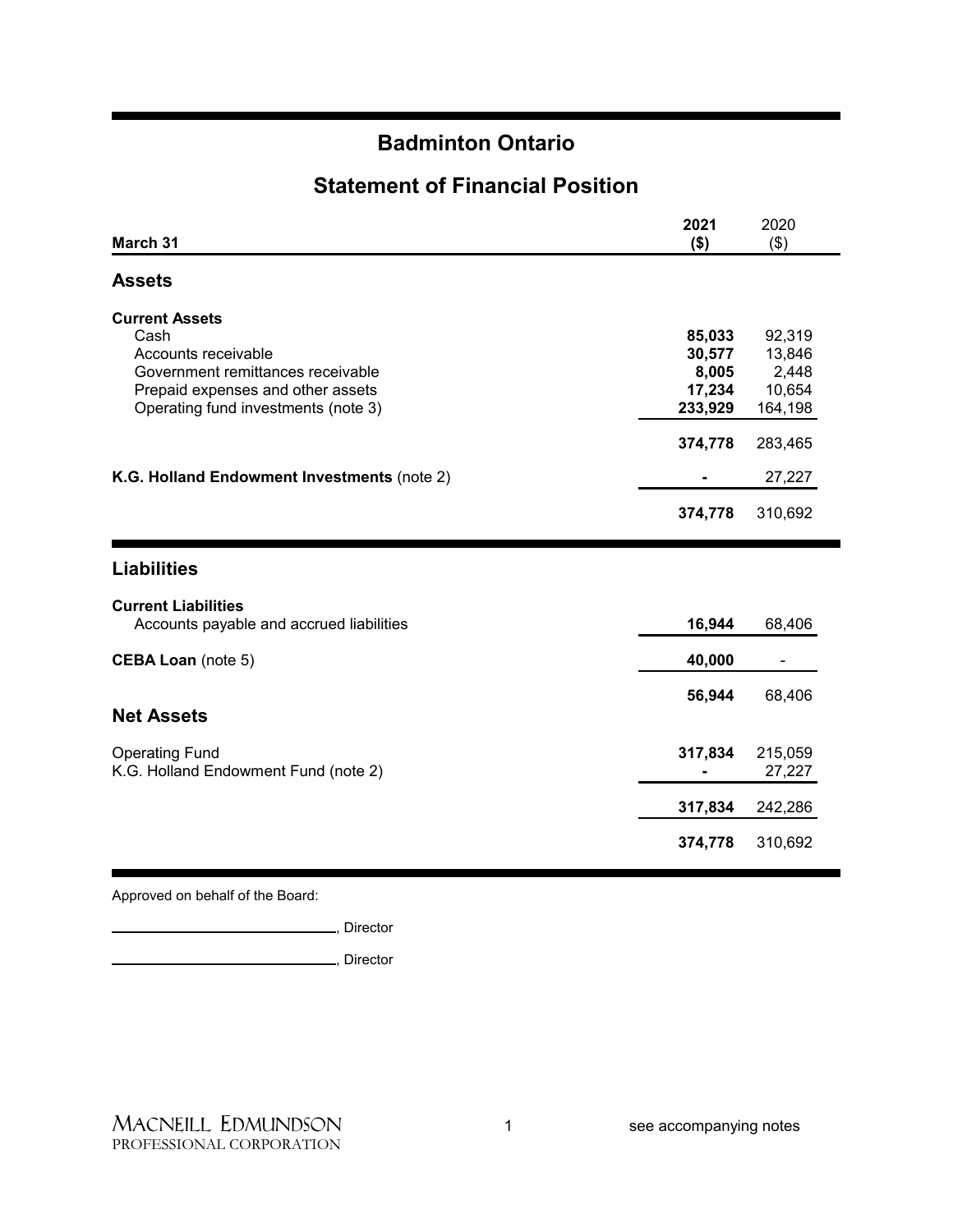# Badminton Ontario

## Statement of Financial Position

| March 31 | **2021 ($)** | 2020 ($) |
|---|---|---|
| **Assets** | | |
| **Current Assets** | | |
| Cash | **85,033** | 92,319 |
| Accounts receivable | **30,577** | 13,846 |
| Government remittances receivable | **8,005** | 2,448 |
| Prepaid expenses and other assets | **17,234** | 10,654 |
| Operating fund investments (note 3) | **233,929** | 164,198 |
| | **374,778** | 283,465 |
| **K.G. Holland Endowment Investments** (note 2) | **-** | 27,227 |
| | **374,778** | 310,692 |
| **Liabilities** | | |
| **Current Liabilities** | | |
| Accounts payable and accrued liabilities | **16,944** | 68,406 |
| **CEBA Loan** (note 5) | **40,000** | - |
| | **56,944** | 68,406 |
| **Net Assets** | | |
| Operating Fund | **317,834** | 215,059 |
| K.G. Holland Endowment Fund (note 2) | **-** | 27,227 |
| | **317,834** | 242,286 |
| | **374,778** | 310,692 |

Approved on behalf of the Board:

\_\_\_\_\_\_\_\_\_\_\_\_\_\_\_\_\_\_\_\_\_\_\_\_\_\_\_\_, Director

\_\_\_\_\_\_\_\_\_\_\_\_\_\_\_\_\_\_\_\_\_\_\_\_\_\_\_\_, Director

MacNeill Edmundson
Professional Corporation

see accompanying notes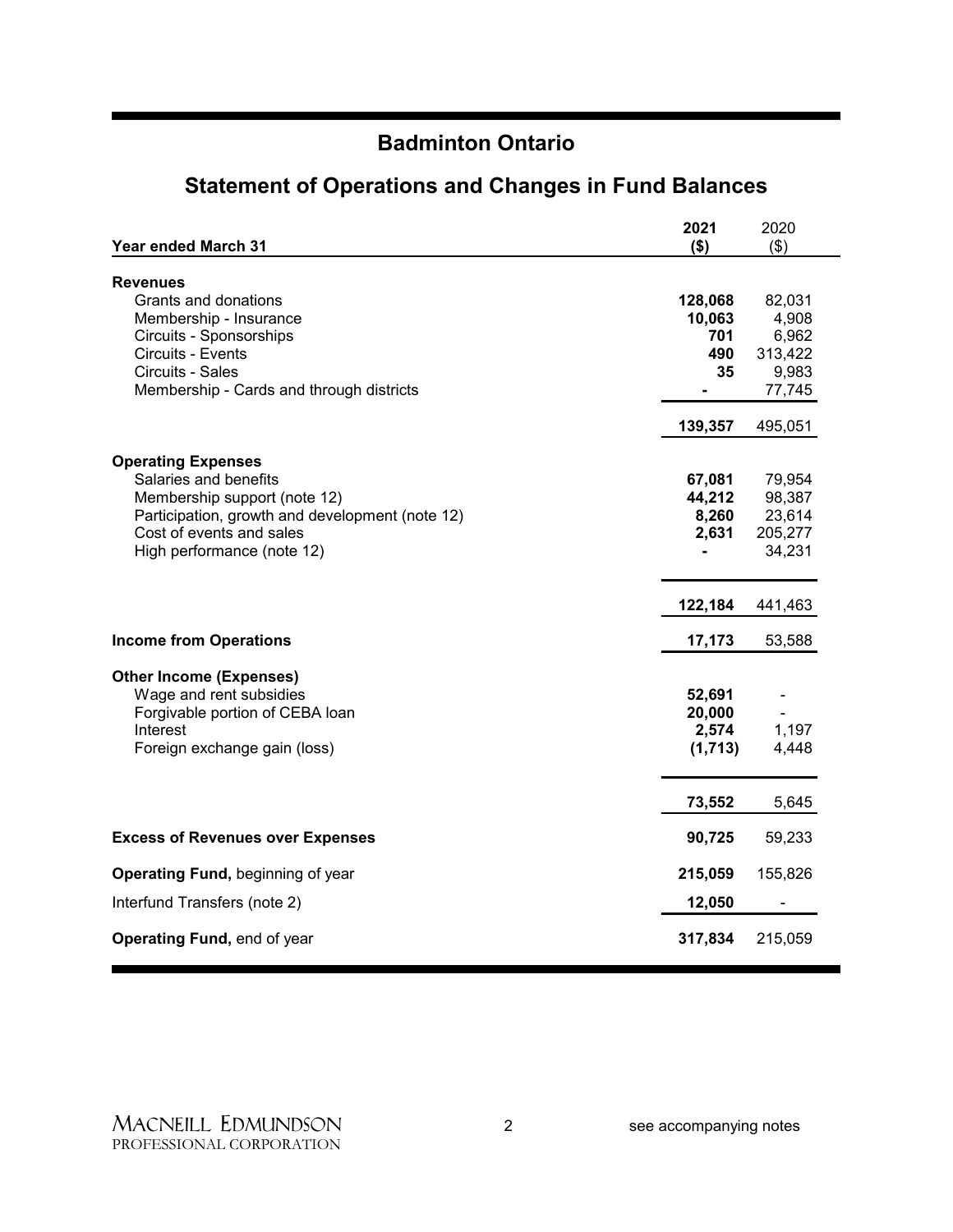# Badminton Ontario

## Statement of Operations and Changes in Fund Balances

| Year ended March 31 | 2021 ($) | 2020 ($) |
|---|---|---|
| **Revenues** | | |
| Grants and donations | **128,068** | 82,031 |
| Membership - Insurance | **10,063** | 4,908 |
| Circuits - Sponsorships | **701** | 6,962 |
| Circuits - Events | **490** | 313,422 |
| Circuits - Sales | **35** | 9,983 |
| Membership - Cards and through districts | **-** | 77,745 |
| | **139,357** | 495,051 |
| **Operating Expenses** | | |
| Salaries and benefits | **67,081** | 79,954 |
| Membership support (note 12) | **44,212** | 98,387 |
| Participation, growth and development (note 12) | **8,260** | 23,614 |
| Cost of events and sales | **2,631** | 205,277 |
| High performance (note 12) | **-** | 34,231 |
| | **122,184** | 441,463 |
| **Income from Operations** | **17,173** | 53,588 |
| **Other Income (Expenses)** | | |
| Wage and rent subsidies | **52,691** | - |
| Forgivable portion of CEBA loan | **20,000** | - |
| Interest | **2,574** | 1,197 |
| Foreign exchange gain (loss) | **(1,713)** | 4,448 |
| | **73,552** | 5,645 |
| **Excess of Revenues over Expenses** | **90,725** | 59,233 |
| **Operating Fund,** beginning of year | **215,059** | 155,826 |
| Interfund Transfers (note 2) | **12,050** | - |
| **Operating Fund,** end of year | **317,834** | 215,059 |

MACNEILL EDMUNDSON
PROFESSIONAL CORPORATION

see accompanying notes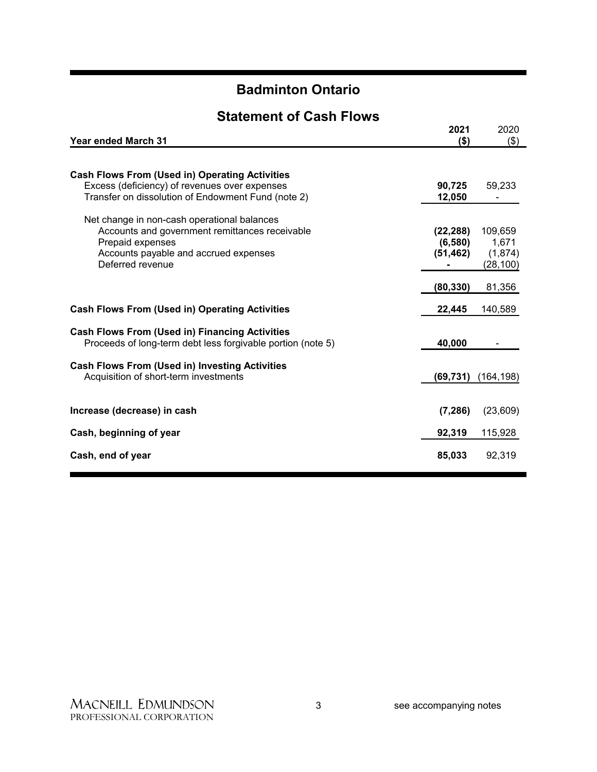# Badminton Ontario

## Statement of Cash Flows

| Year ended March 31 | 2021 ($) | 2020 ($) |
|---|---|---|
| **Cash Flows From (Used in) Operating Activities** | | |
| Excess (deficiency) of revenues over expenses | **90,725** | 59,233 |
| Transfer on dissolution of Endowment Fund (note 2) | **12,050** | - |
| Net change in non-cash operational balances | | |
| Accounts and government remittances receivable | **(22,288)** | 109,659 |
| Prepaid expenses | **(6,580)** | 1,671 |
| Accounts payable and accrued expenses | **(51,462)** | (1,874) |
| Deferred revenue | **-** | (28,100) |
| | **(80,330)** | 81,356 |
| **Cash Flows From (Used in) Operating Activities** | **22,445** | 140,589 |
| **Cash Flows From (Used in) Financing Activities** | | |
| Proceeds of long-term debt less forgivable portion (note 5) | **40,000** | - |
| **Cash Flows From (Used in) Investing Activities** | | |
| Acquisition of short-term investments | **(69,731)** | (164,198) |
| **Increase (decrease) in cash** | **(7,286)** | (23,609) |
| **Cash, beginning of year** | **92,319** | 115,928 |
| **Cash, end of year** | **85,033** | 92,319 |

MACNEILL EDMUNDSON PROFESSIONAL CORPORATION

see accompanying notes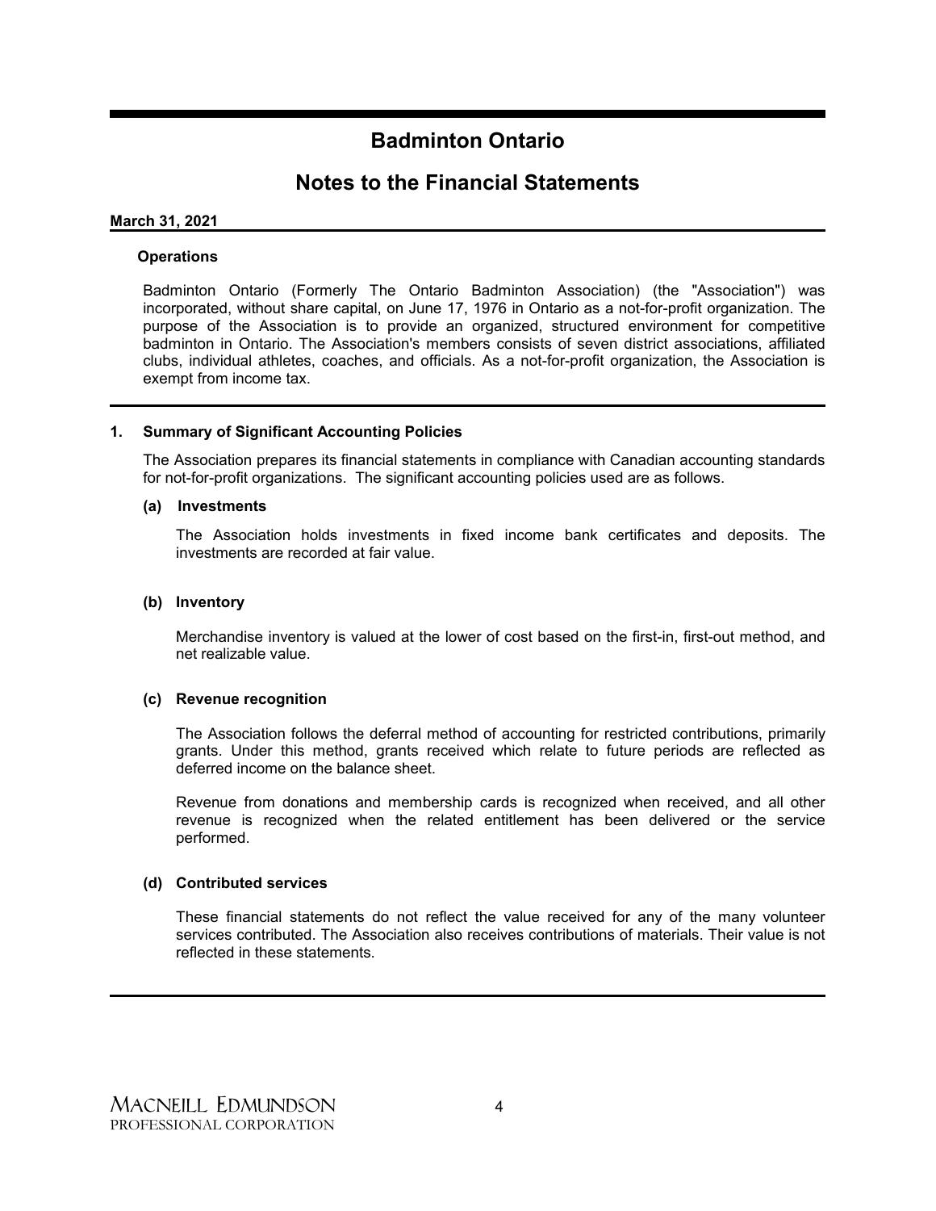# Badminton Ontario

## Notes to the Financial Statements

**March 31, 2021**

**Operations**

Badminton Ontario (Formerly The Ontario Badminton Association) (the "Association") was incorporated, without share capital, on June 17, 1976 in Ontario as a not-for-profit organization. The purpose of the Association is to provide an organized, structured environment for competitive badminton in Ontario. The Association's members consists of seven district associations, affiliated clubs, individual athletes, coaches, and officials. As a not-for-profit organization, the Association is exempt from income tax.

### 1. Summary of Significant Accounting Policies

The Association prepares its financial statements in compliance with Canadian accounting standards for not-for-profit organizations. The significant accounting policies used are as follows.

**(a) Investments**

The Association holds investments in fixed income bank certificates and deposits. The investments are recorded at fair value.

**(b) Inventory**

Merchandise inventory is valued at the lower of cost based on the first-in, first-out method, and net realizable value.

**(c) Revenue recognition**

The Association follows the deferral method of accounting for restricted contributions, primarily grants. Under this method, grants received which relate to future periods are reflected as deferred income on the balance sheet.

Revenue from donations and membership cards is recognized when received, and all other revenue is recognized when the related entitlement has been delivered or the service performed.

**(d) Contributed services**

These financial statements do not reflect the value received for any of the many volunteer services contributed. The Association also receives contributions of materials. Their value is not reflected in these statements.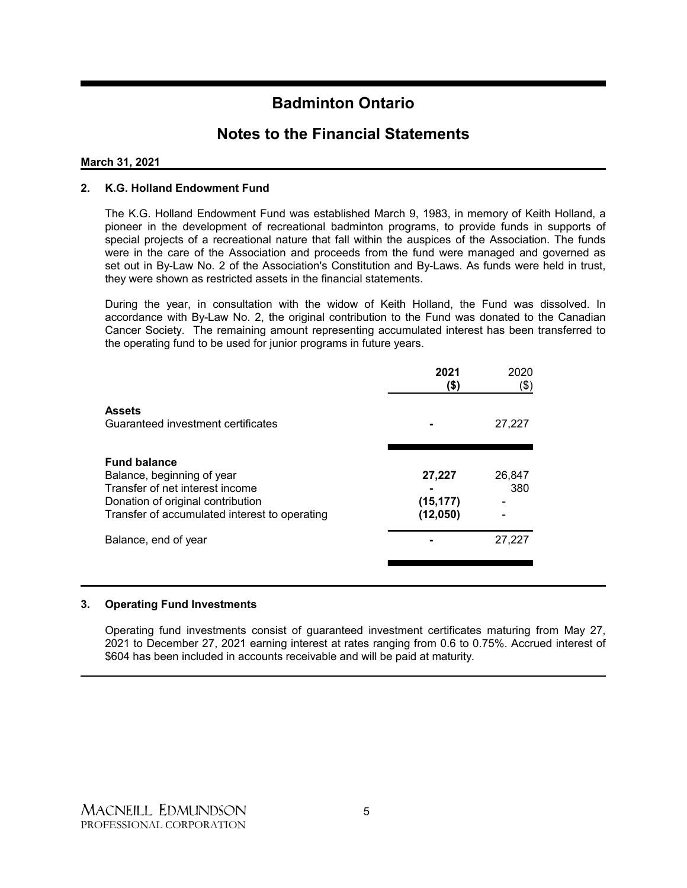# Badminton Ontario

## Notes to the Financial Statements

**March 31, 2021**

### 2. K.G. Holland Endowment Fund

The K.G. Holland Endowment Fund was established March 9, 1983, in memory of Keith Holland, a pioneer in the development of recreational badminton programs, to provide funds in supports of special projects of a recreational nature that fall within the auspices of the Association. The funds were in the care of the Association and proceeds from the fund were managed and governed as set out in By-Law No. 2 of the Association's Constitution and By-Laws. As funds were held in trust, they were shown as restricted assets in the financial statements.

During the year, in consultation with the widow of Keith Holland, the Fund was dissolved. In accordance with By-Law No. 2, the original contribution to the Fund was donated to the Canadian Cancer Society. The remaining amount representing accumulated interest has been transferred to the operating fund to be used for junior programs in future years.

| | **2021 ($)** | 2020 ($) |
|---|---|---|
| **Assets** | | |
| Guaranteed investment certificates | **-** | 27,227 |
| **Fund balance** | | |
| Balance, beginning of year | **27,227** | 26,847 |
| Transfer of net interest income | **-** | 380 |
| Donation of original contribution | **(15,177)** | - |
| Transfer of accumulated interest to operating | **(12,050)** | - |
| Balance, end of year | **-** | 27,227 |

### 3. Operating Fund Investments

Operating fund investments consist of guaranteed investment certificates maturing from May 27, 2021 to December 27, 2021 earning interest at rates ranging from 0.6 to 0.75%. Accrued interest of $604 has been included in accounts receivable and will be paid at maturity.

MACNEILL EDMUNDSON
PROFESSIONAL CORPORATION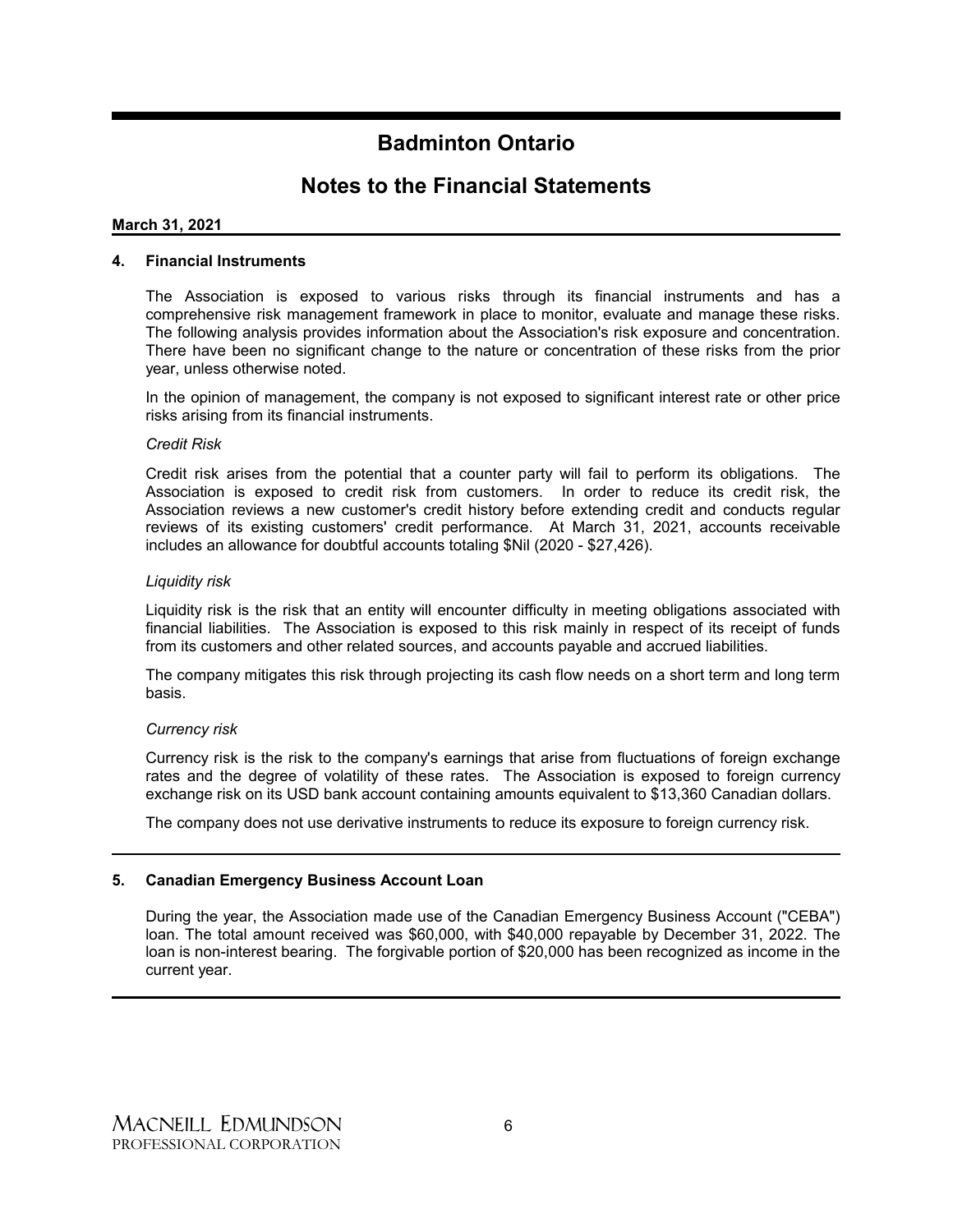# Badminton Ontario

## Notes to the Financial Statements

**March 31, 2021**

### 4. Financial Instruments

The Association is exposed to various risks through its financial instruments and has a comprehensive risk management framework in place to monitor, evaluate and manage these risks. The following analysis provides information about the Association's risk exposure and concentration. There have been no significant change to the nature or concentration of these risks from the prior year, unless otherwise noted.

In the opinion of management, the company is not exposed to significant interest rate or other price risks arising from its financial instruments.

*Credit Risk*

Credit risk arises from the potential that a counter party will fail to perform its obligations. The Association is exposed to credit risk from customers. In order to reduce its credit risk, the Association reviews a new customer's credit history before extending credit and conducts regular reviews of its existing customers' credit performance. At March 31, 2021, accounts receivable includes an allowance for doubtful accounts totaling $Nil (2020 - $27,426).

*Liquidity risk*

Liquidity risk is the risk that an entity will encounter difficulty in meeting obligations associated with financial liabilities. The Association is exposed to this risk mainly in respect of its receipt of funds from its customers and other related sources, and accounts payable and accrued liabilities.

The company mitigates this risk through projecting its cash flow needs on a short term and long term basis.

*Currency risk*

Currency risk is the risk to the company's earnings that arise from fluctuations of foreign exchange rates and the degree of volatility of these rates. The Association is exposed to foreign currency exchange risk on its USD bank account containing amounts equivalent to $13,360 Canadian dollars.

The company does not use derivative instruments to reduce its exposure to foreign currency risk.

### 5. Canadian Emergency Business Account Loan

During the year, the Association made use of the Canadian Emergency Business Account ("CEBA") loan. The total amount received was $60,000, with $40,000 repayable by December 31, 2022. The loan is non-interest bearing. The forgivable portion of $20,000 has been recognized as income in the current year.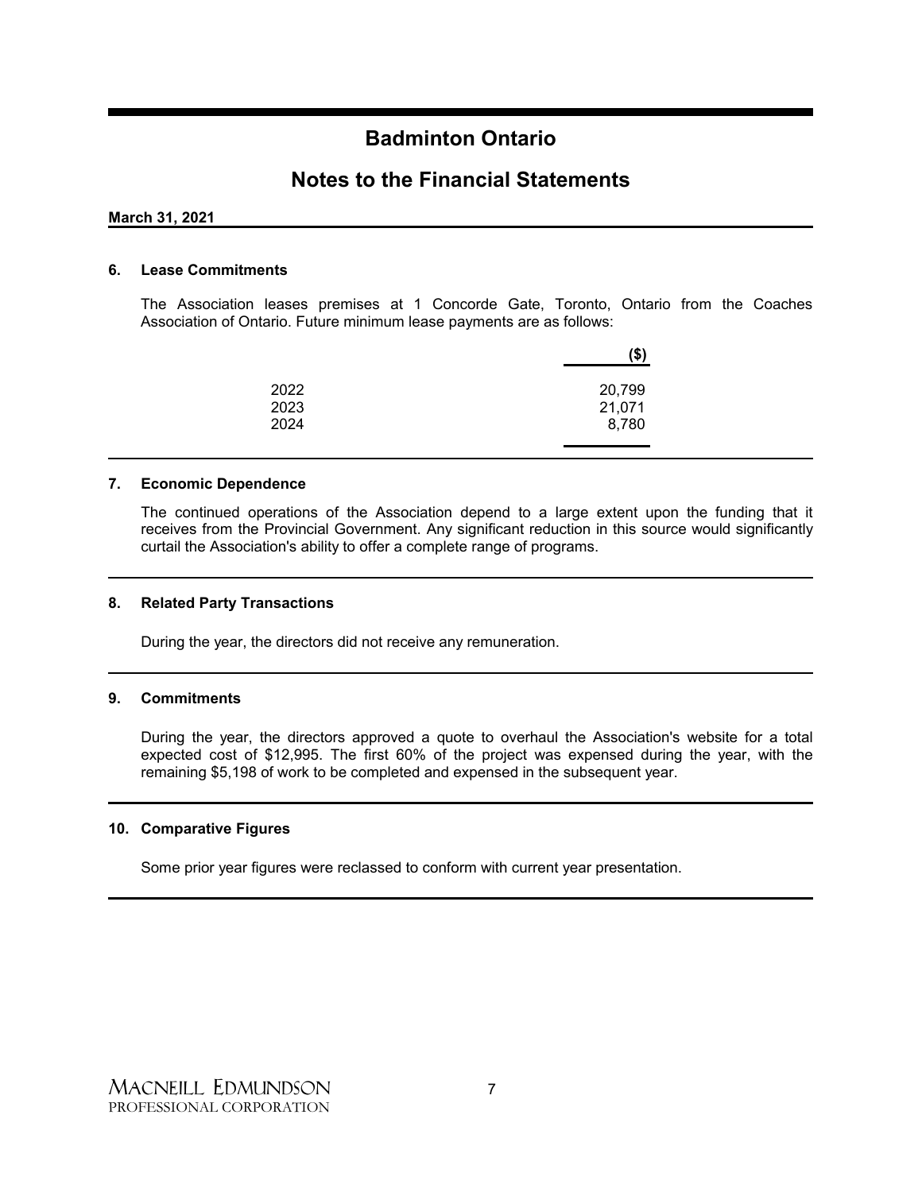# Badminton Ontario

## Notes to the Financial Statements

**March 31, 2021**

### 6. Lease Commitments

The Association leases premises at 1 Concorde Gate, Toronto, Ontario from the Coaches Association of Ontario. Future minimum lease payments are as follows:

| | ($) |
|---|---|
| 2022 | 20,799 |
| 2023 | 21,071 |
| 2024 | 8,780 |

### 7. Economic Dependence

The continued operations of the Association depend to a large extent upon the funding that it receives from the Provincial Government. Any significant reduction in this source would significantly curtail the Association's ability to offer a complete range of programs.

### 8. Related Party Transactions

During the year, the directors did not receive any remuneration.

### 9. Commitments

During the year, the directors approved a quote to overhaul the Association's website for a total expected cost of $12,995. The first 60% of the project was expensed during the year, with the remaining $5,198 of work to be completed and expensed in the subsequent year.

### 10. Comparative Figures

Some prior year figures were reclassed to conform with current year presentation.

MACNEILL EDMUNDSON
PROFESSIONAL CORPORATION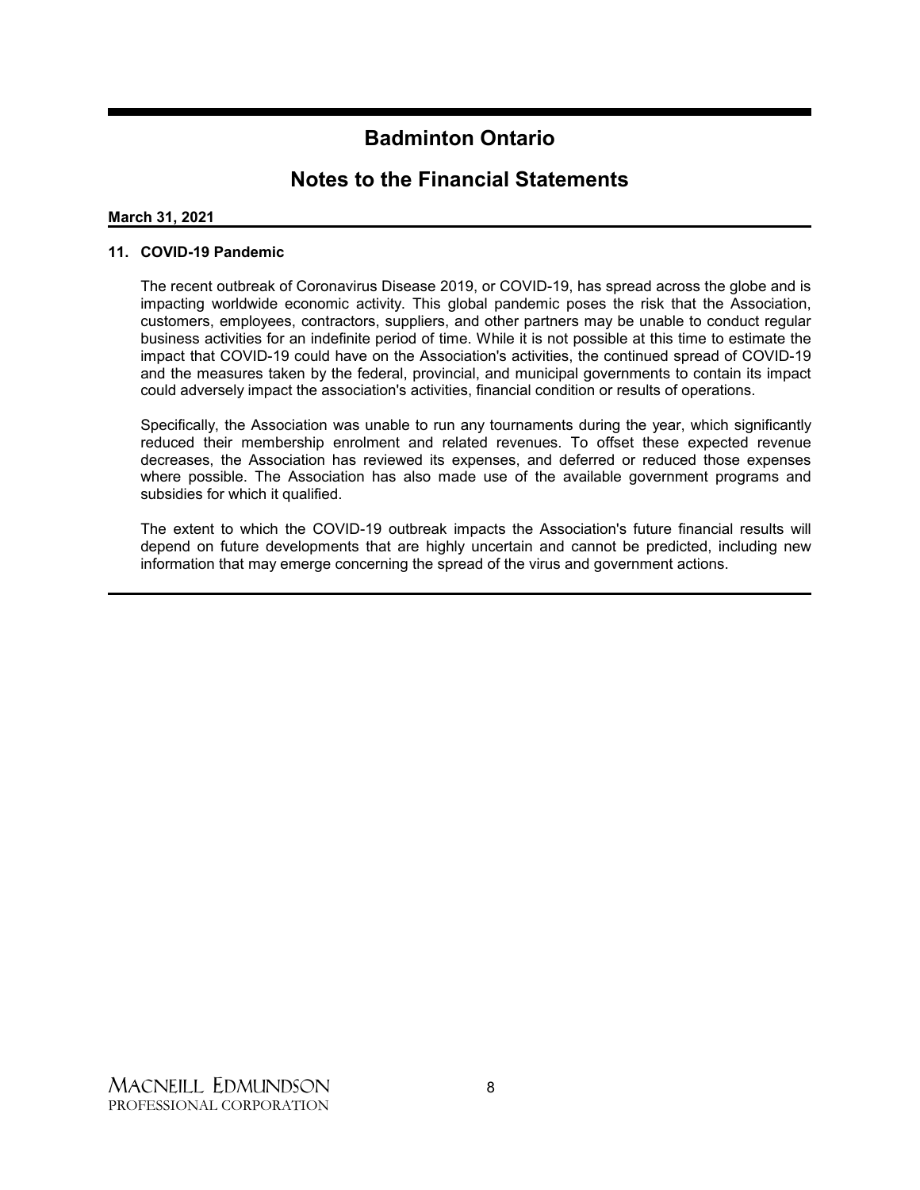# Badminton Ontario

## Notes to the Financial Statements

**March 31, 2021**

### 11. COVID-19 Pandemic

The recent outbreak of Coronavirus Disease 2019, or COVID-19, has spread across the globe and is impacting worldwide economic activity. This global pandemic poses the risk that the Association, customers, employees, contractors, suppliers, and other partners may be unable to conduct regular business activities for an indefinite period of time. While it is not possible at this time to estimate the impact that COVID-19 could have on the Association's activities, the continued spread of COVID-19 and the measures taken by the federal, provincial, and municipal governments to contain its impact could adversely impact the association's activities, financial condition or results of operations.

Specifically, the Association was unable to run any tournaments during the year, which significantly reduced their membership enrolment and related revenues. To offset these expected revenue decreases, the Association has reviewed its expenses, and deferred or reduced those expenses where possible. The Association has also made use of the available government programs and subsidies for which it qualified.

The extent to which the COVID-19 outbreak impacts the Association's future financial results will depend on future developments that are highly uncertain and cannot be predicted, including new information that may emerge concerning the spread of the virus and government actions.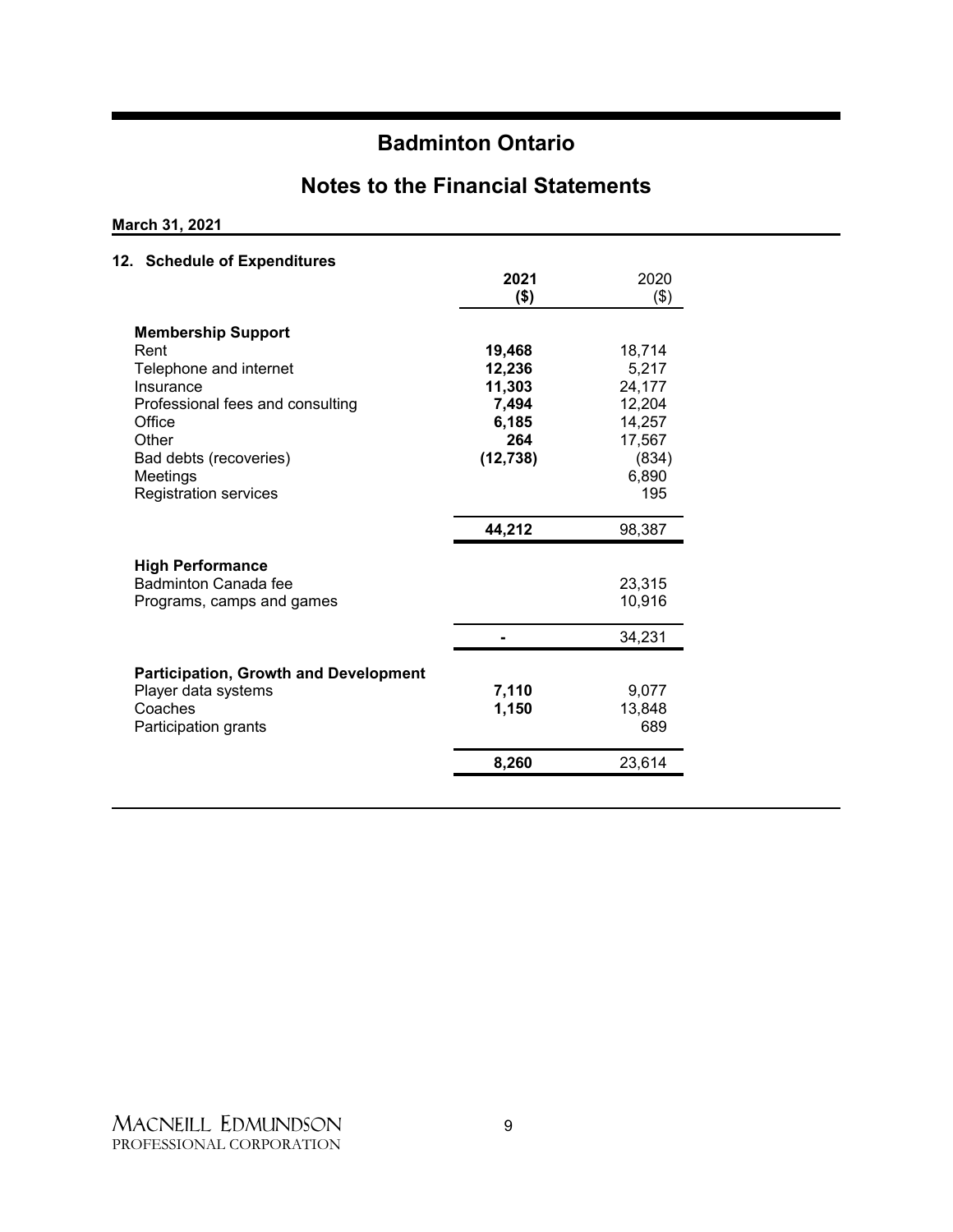# Badminton Ontario

## Notes to the Financial Statements

**March 31, 2021**

**12. Schedule of Expenditures**

| | **2021 ($)** | 2020 ($) |
|---|---|---|
| **Membership Support** | | |
| Rent | **19,468** | 18,714 |
| Telephone and internet | **12,236** | 5,217 |
| Insurance | **11,303** | 24,177 |
| Professional fees and consulting | **7,494** | 12,204 |
| Office | **6,185** | 14,257 |
| Other | **264** | 17,567 |
| Bad debts (recoveries) | **(12,738)** | (834) |
| Meetings | | 6,890 |
| Registration services | | 195 |
| | **44,212** | 98,387 |
| **High Performance** | | |
| Badminton Canada fee | | 23,315 |
| Programs, camps and games | | 10,916 |
| | **-** | 34,231 |
| **Participation, Growth and Development** | | |
| Player data systems | **7,110** | 9,077 |
| Coaches | **1,150** | 13,848 |
| Participation grants | | 689 |
| | **8,260** | 23,614 |

MACNEILL EDMUNDSON
PROFESSIONAL CORPORATION